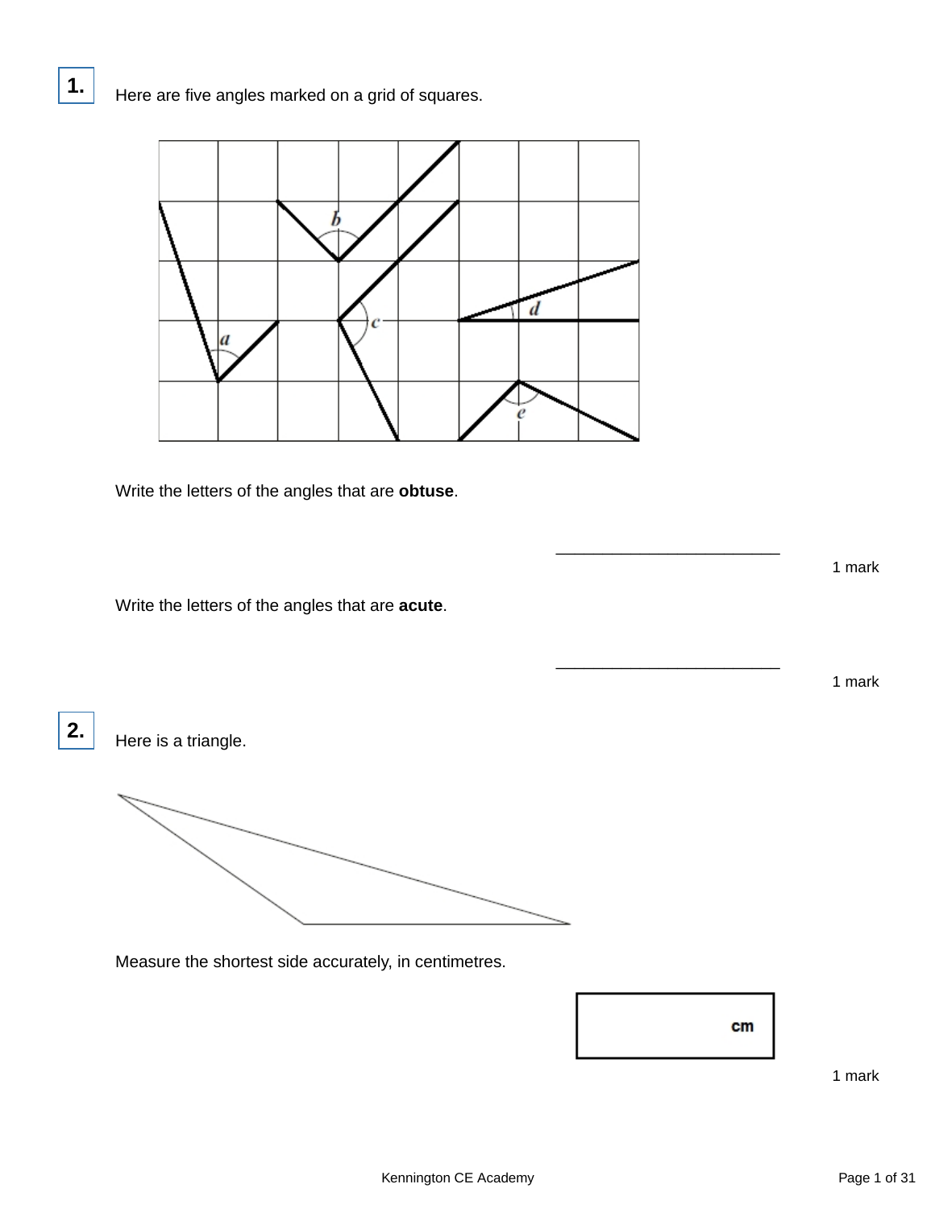**1.** Here are five angles marked on a grid of squares.

Write the letters of the angles that are **obtuse**.

\_\_\_\_\_\_\_\_\_\_\_\_\_\_\_\_\_\_\_\_\_\_\_\_\_

1 mark

Write the letters of the angles that are **acute**.

\_\_\_\_\_\_\_\_\_\_\_\_\_\_\_\_\_\_\_\_\_\_\_\_\_

1 mark

**2.** Here is a triangle.

Measure the shortest side accurately, in centimetres.

cm

1 mark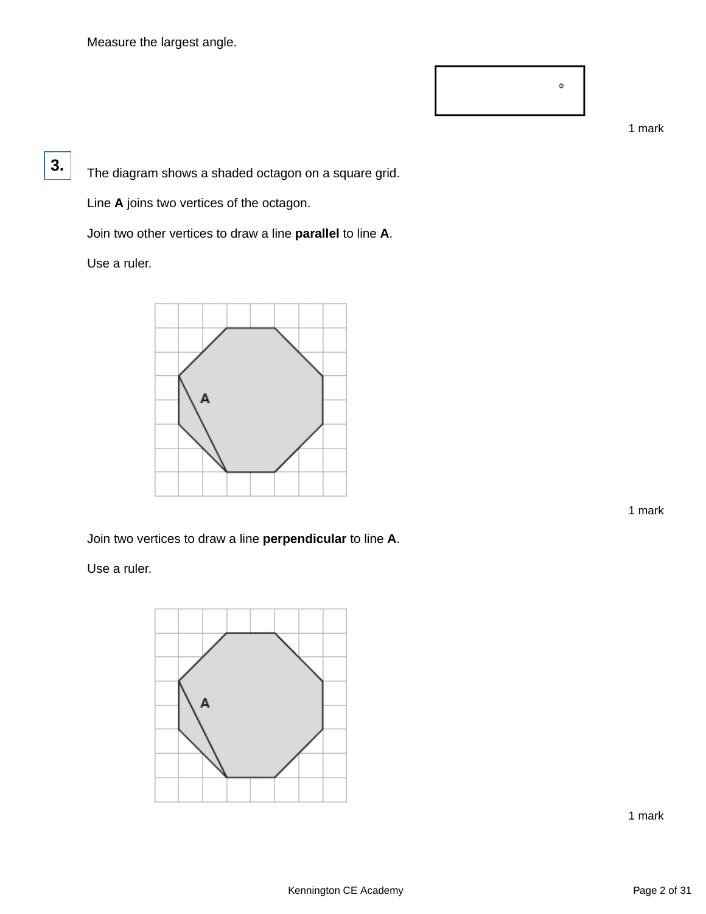Measure the largest angle.

°

1 mark

**3.** The diagram shows a shaded octagon on a square grid.

Line **A** joins two vertices of the octagon.

Join two other vertices to draw a line **parallel** to line **A**.

Use a ruler.

1 mark

Join two vertices to draw a line **perpendicular** to line **A**.

Use a ruler.

1 mark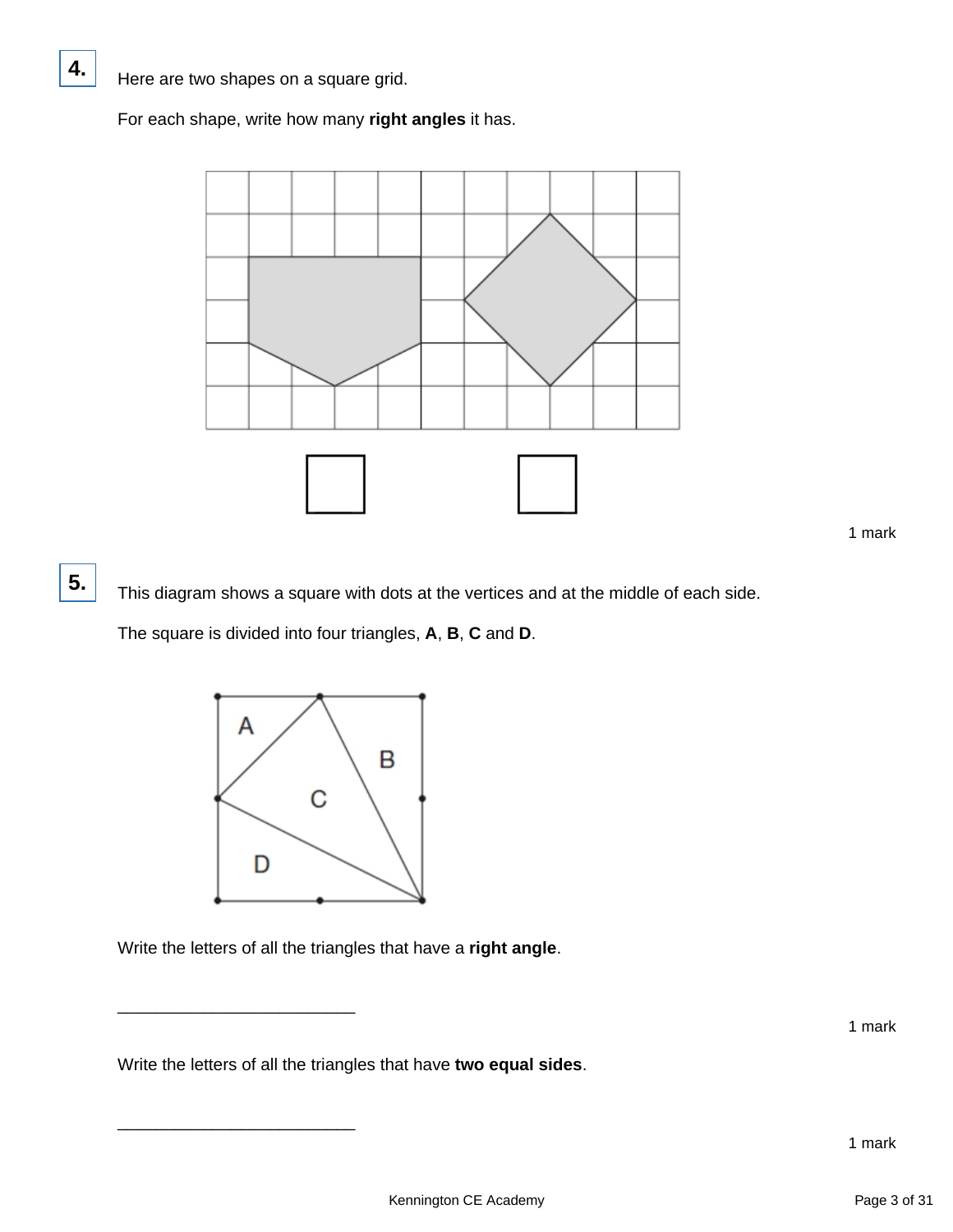**4.**

Here are two shapes on a square grid.

For each shape, write how many **right angles** it has.

☐ ☐

1 mark

**5.**

This diagram shows a square with dots at the vertices and at the middle of each side.

The square is divided into four triangles, **A**, **B**, **C** and **D**.

A B C D

Write the letters of all the triangles that have a **right angle**.

___________________________

1 mark

Write the letters of all the triangles that have **two equal sides**.

___________________________

1 mark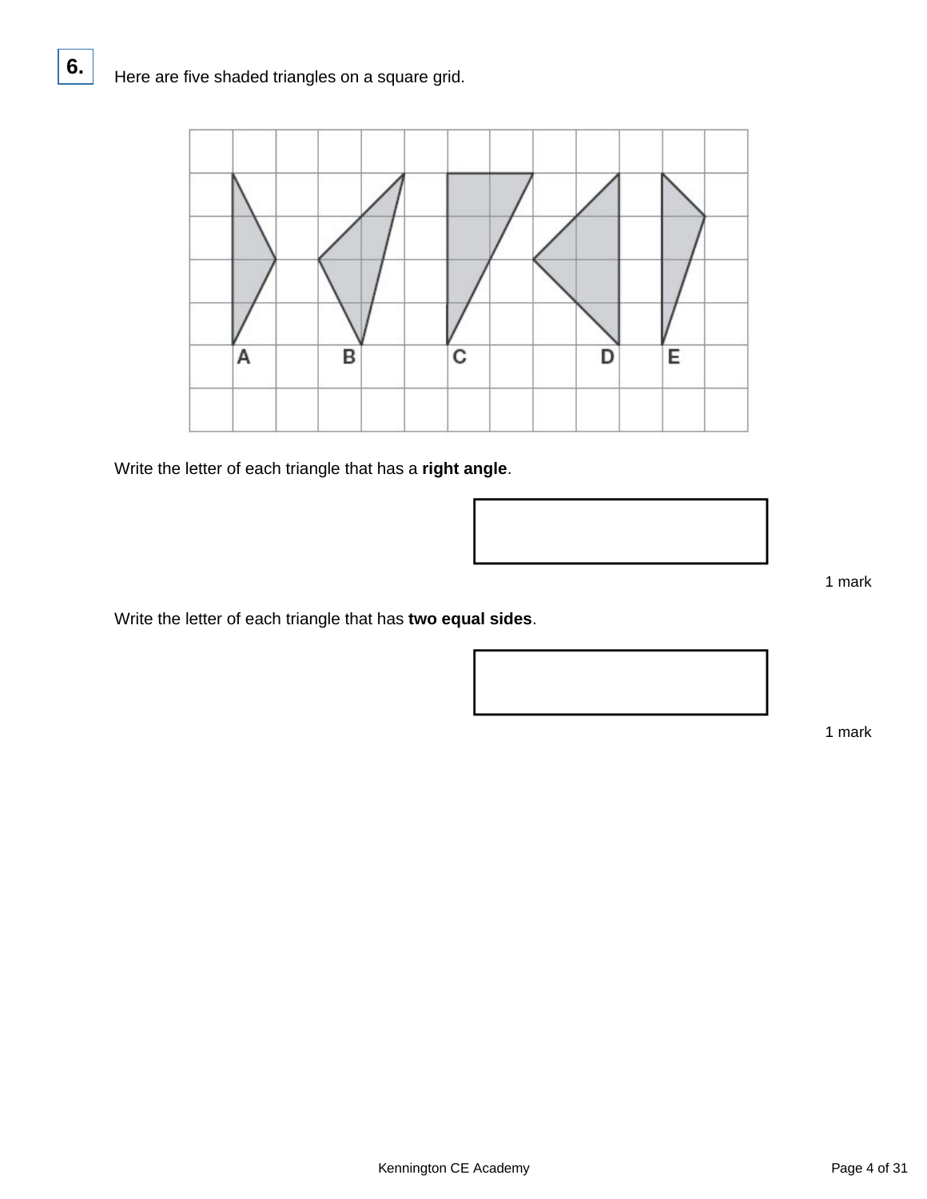**6.** Here are five shaded triangles on a square grid.

Write the letter of each triangle that has a **right angle**.

1 mark

Write the letter of each triangle that has **two equal sides**.

1 mark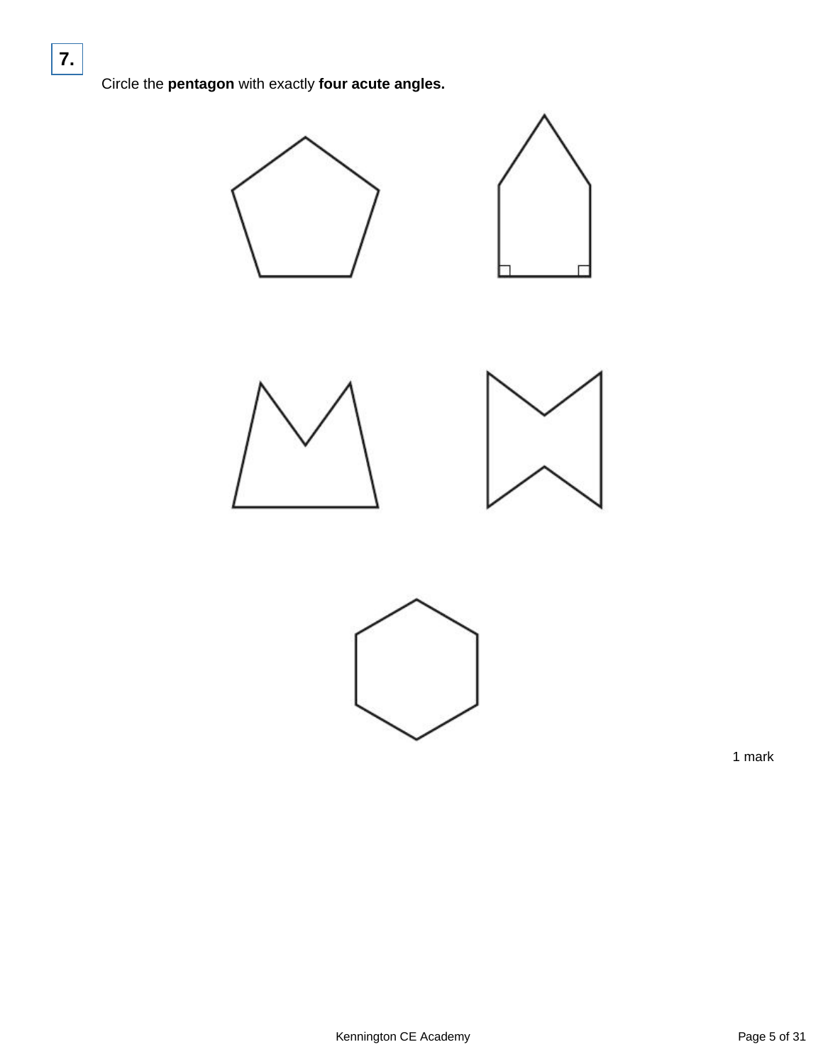**7.**

Circle the **pentagon** with exactly **four acute angles.**

1 mark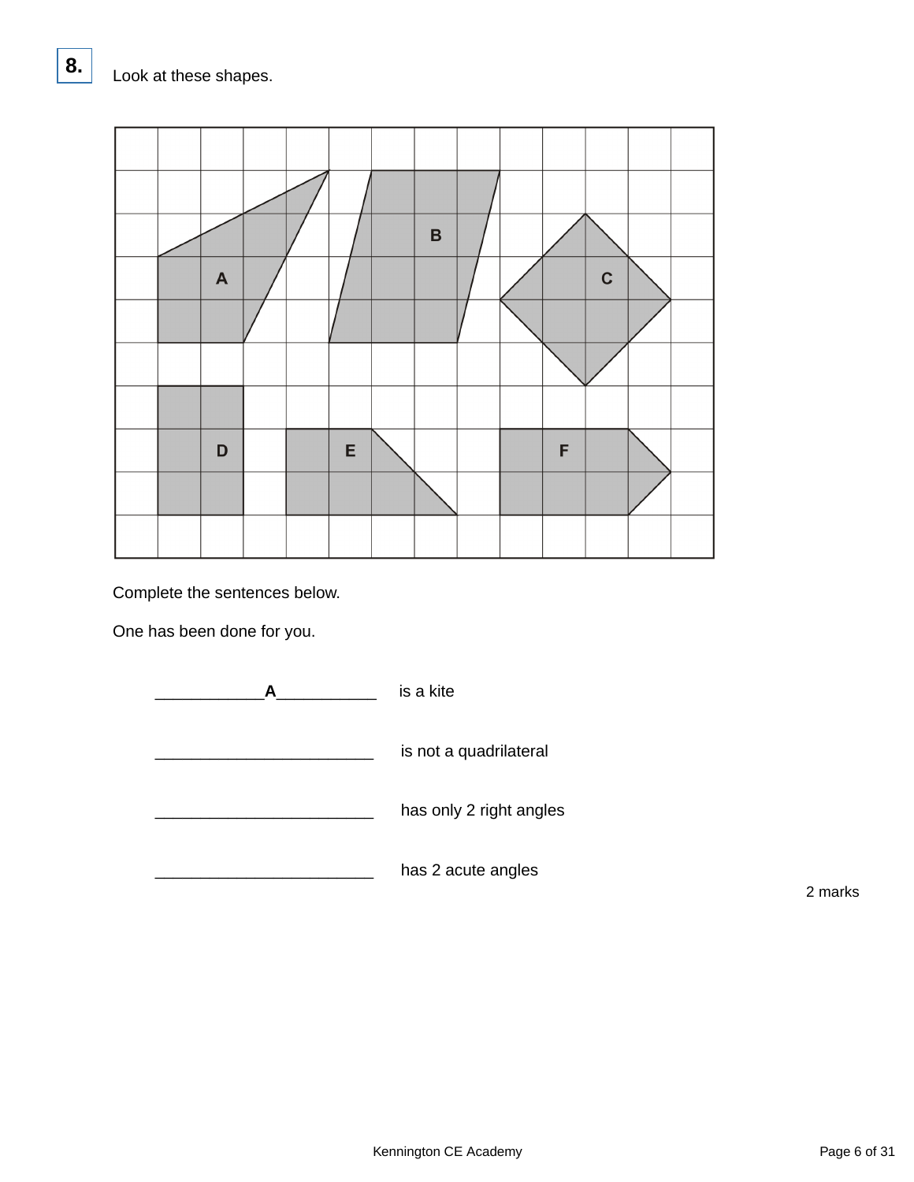**8.** Look at these shapes.

Complete the sentences below.

One has been done for you.

____________A___________ is a kite

________________________ is not a quadrilateral

________________________ has only 2 right angles

________________________ has 2 acute angles

2 marks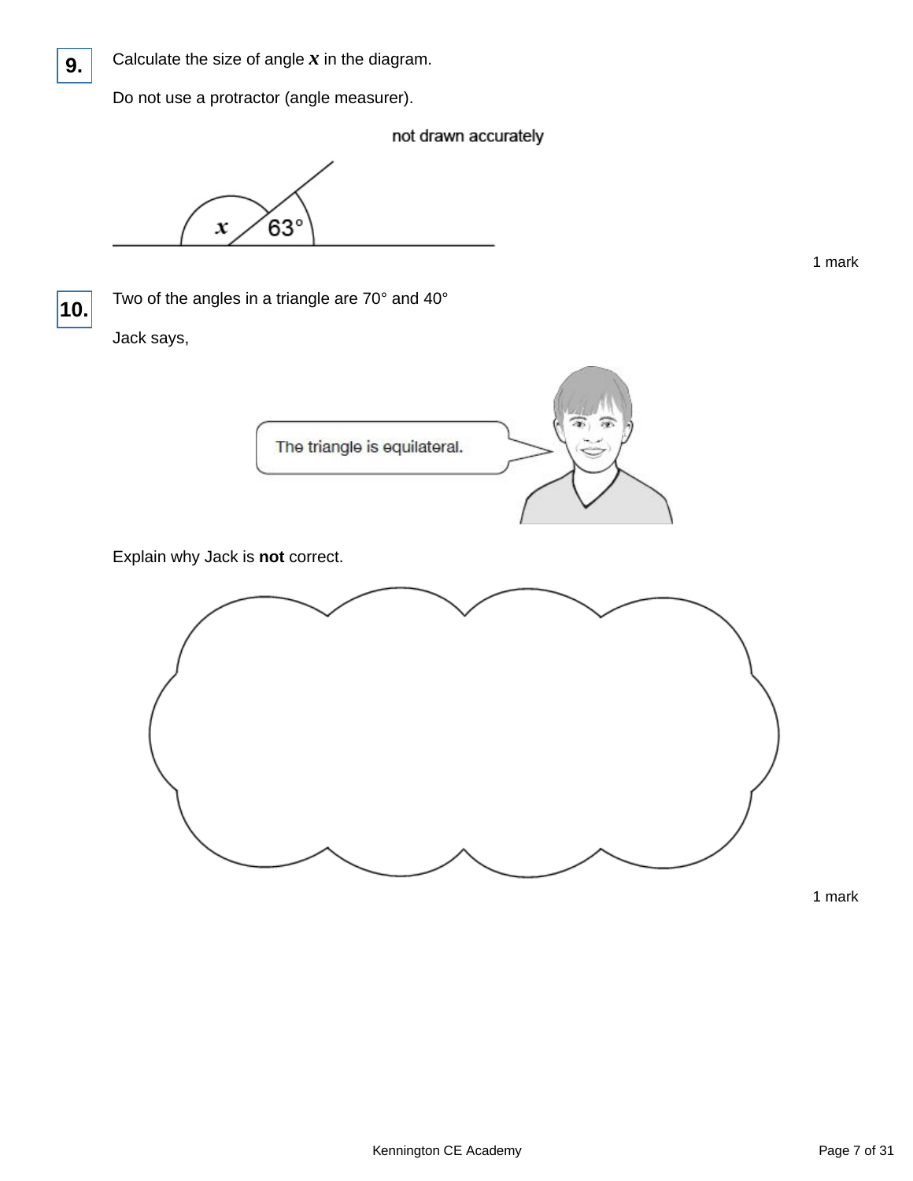**9.** Calculate the size of angle $x$ in the diagram.

Do not use a protractor (angle measurer).

not drawn accurately

$x$ 63°

1 mark

**10.** Two of the angles in a triangle are 70° and 40°

Jack says,

The triangle is equilateral.

Explain why Jack is **not** correct.

1 mark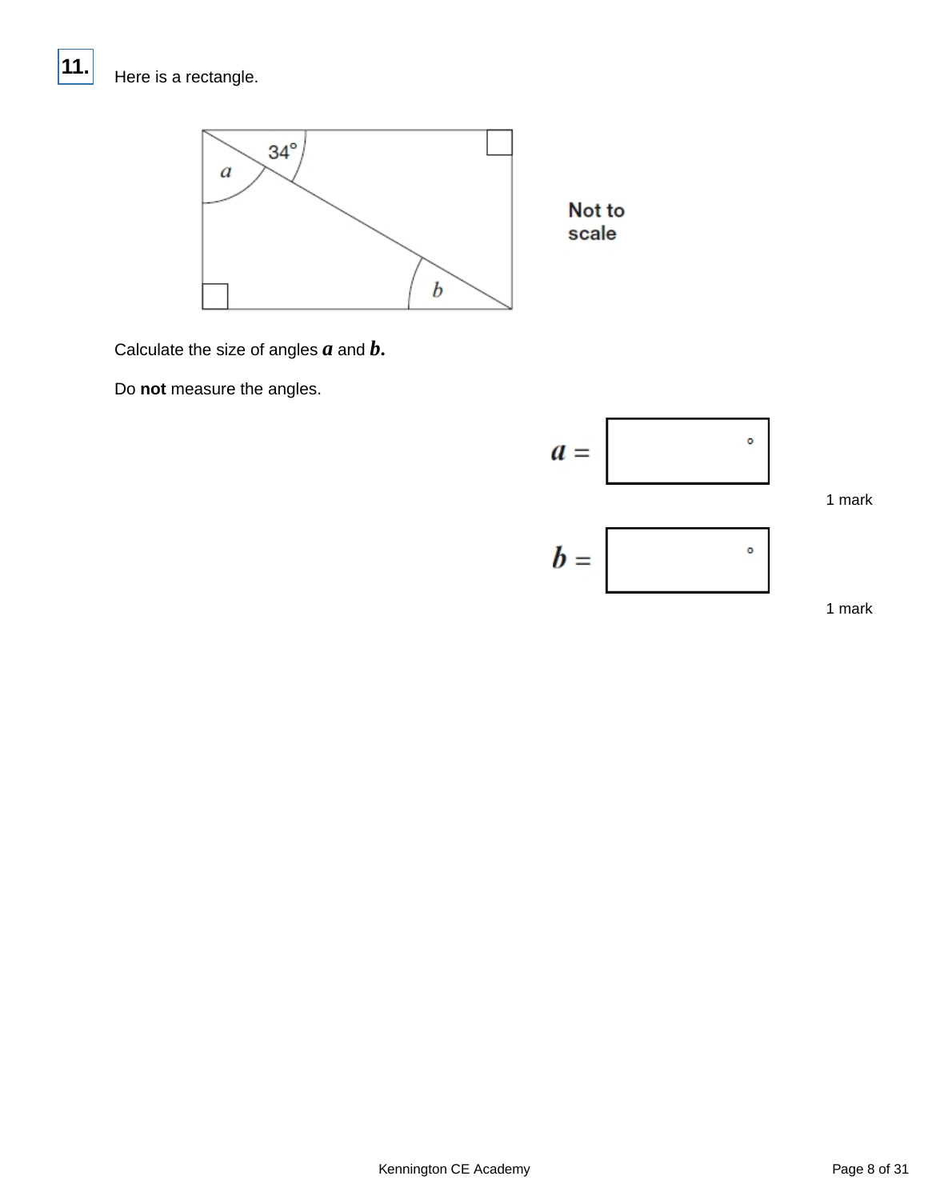**11.** Here is a rectangle.

34°

$a$

$b$

**Not to scale**

Calculate the size of angles $a$ and $b$.

Do **not** measure the angles.

$a =$ °

1 mark

$b =$ °

1 mark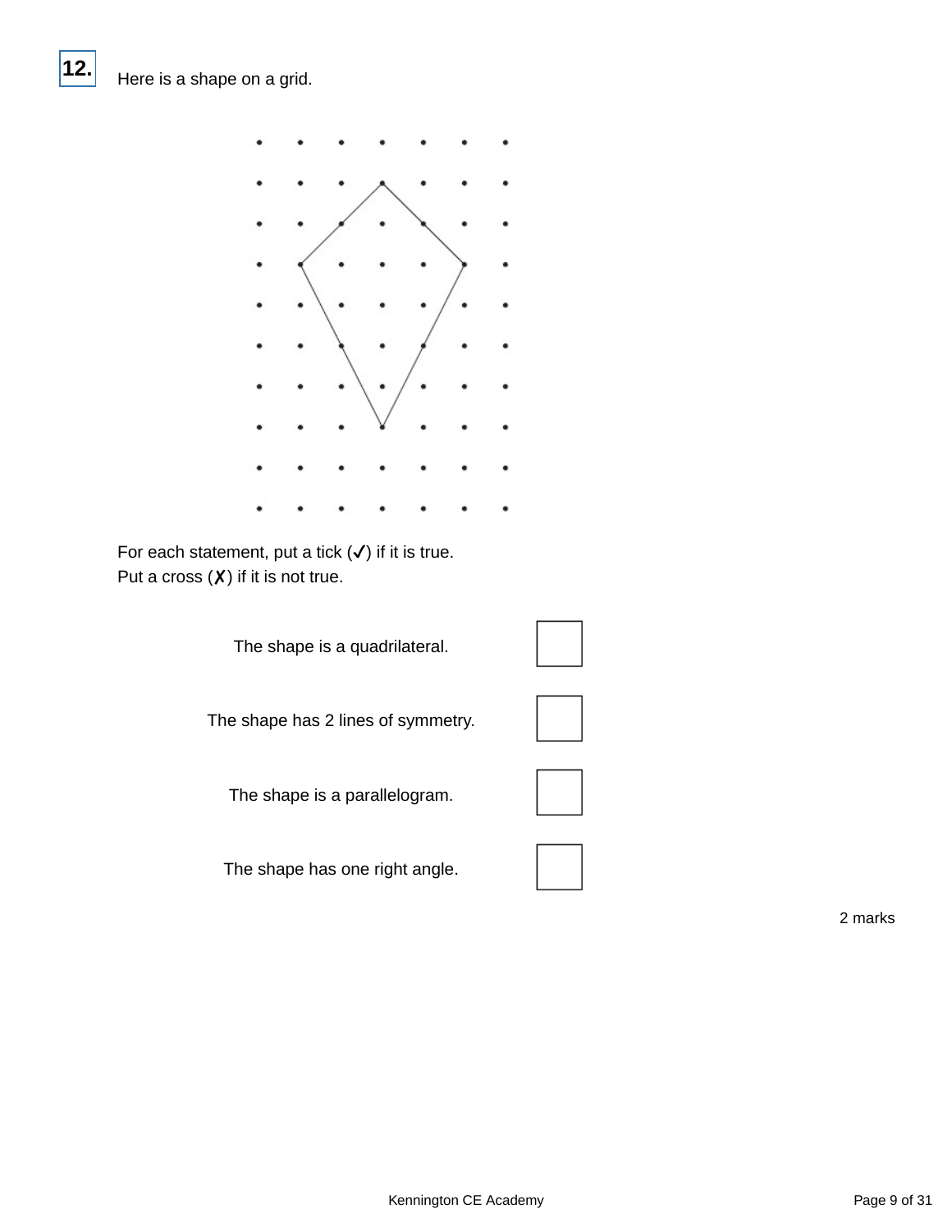**12.** Here is a shape on a grid.

For each statement, put a tick (✓) if it is true.
Put a cross (✗) if it is not true.

| Statement | |
|---|---|
| The shape is a quadrilateral. | ☐ |
| The shape has 2 lines of symmetry. | ☐ |
| The shape is a parallelogram. | ☐ |
| The shape has one right angle. | ☐ |

2 marks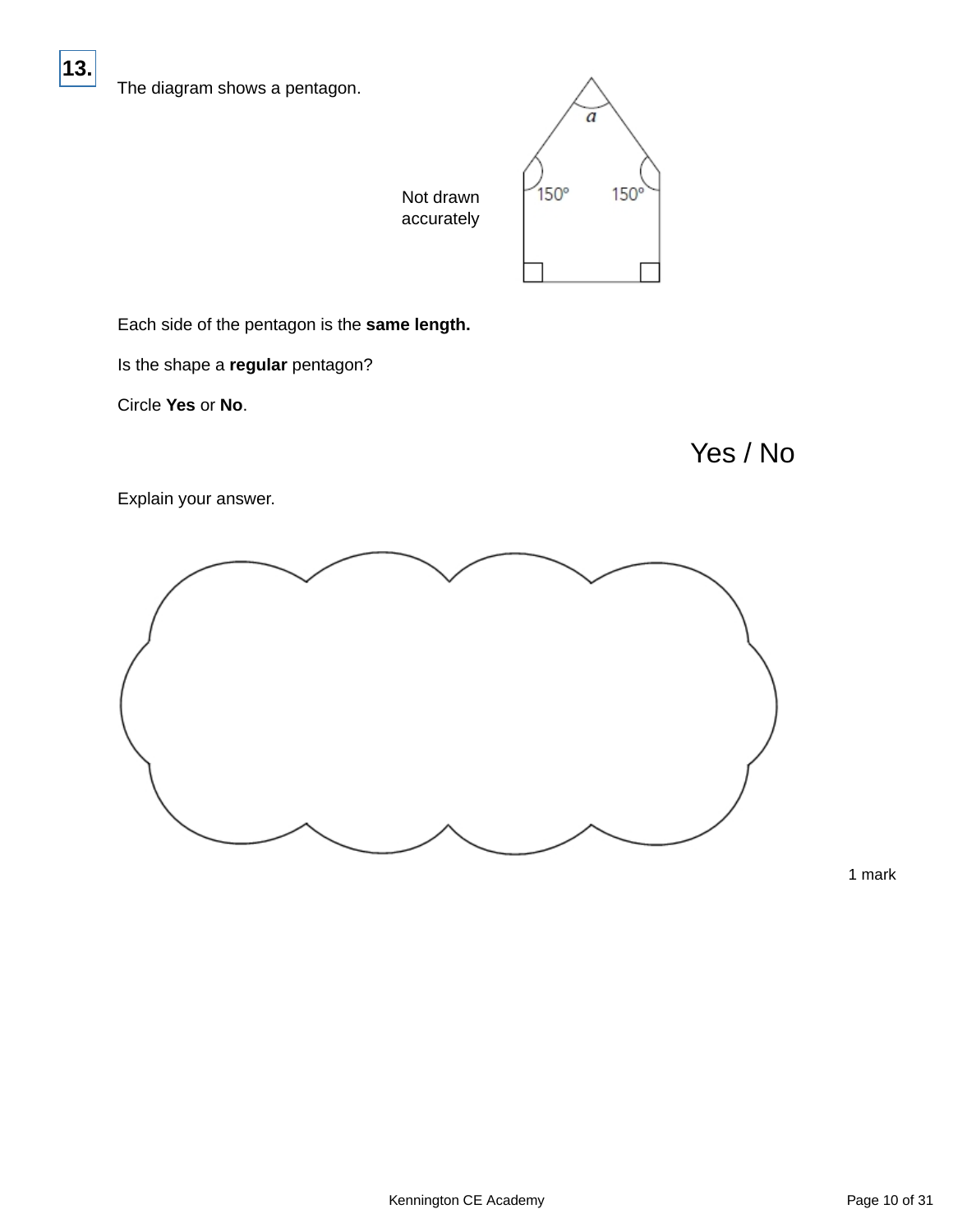**13.**

The diagram shows a pentagon.

Not drawn accurately

$a$

150°

150°

Each side of the pentagon is the **same length.**

Is the shape a **regular** pentagon?

Circle **Yes** or **No**.

Yes / No

Explain your answer.

1 mark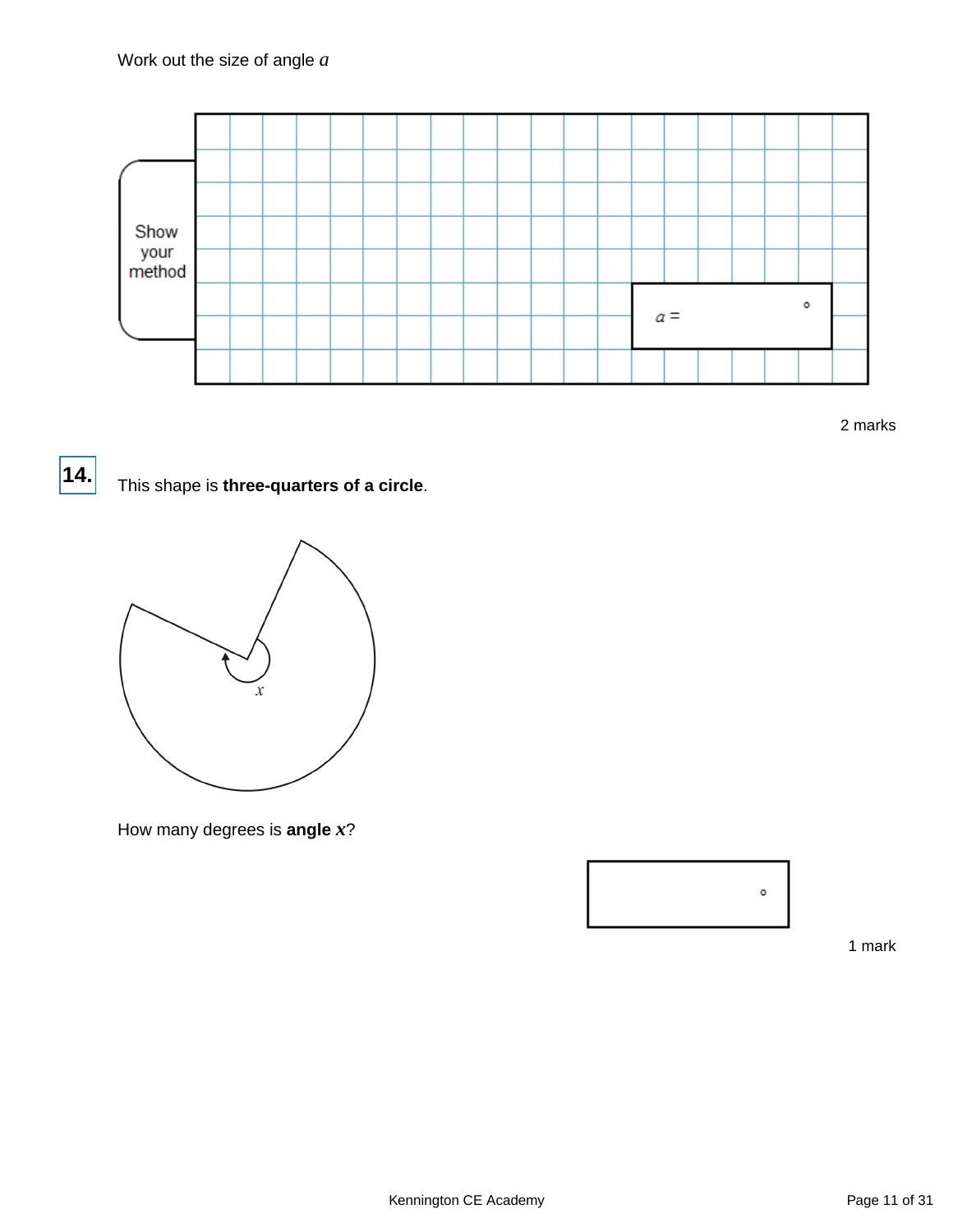Work out the size of angle $a$

Show your method

$a =$ °

2 marks

**14.** This shape is **three-quarters of a circle**.

$x$

How many degrees is **angle $x$**?

°

1 mark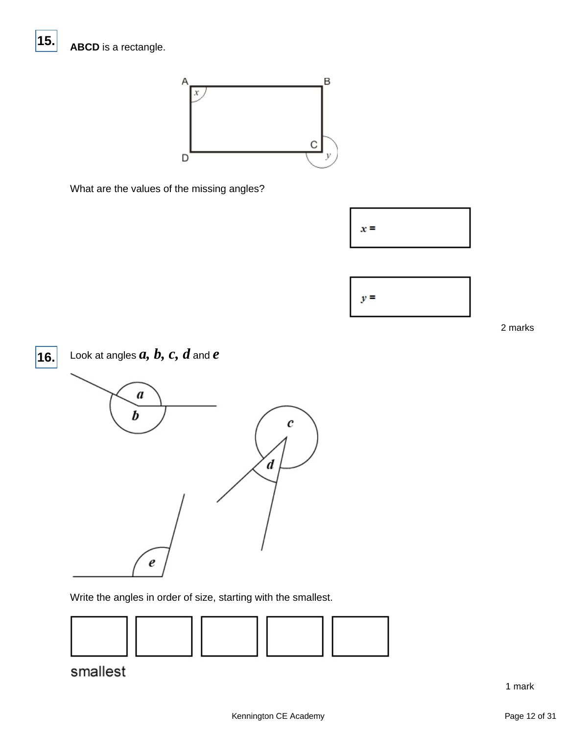**15.** **ABCD** is a rectangle.

What are the values of the missing angles?

$x =$

$y =$

2 marks

**16.** Look at angles $a$, $b$, $c$, $d$ and $e$

Write the angles in order of size, starting with the smallest.

| | | | | |
|---|---|---|---|---|
| | | | | |

smallest

1 mark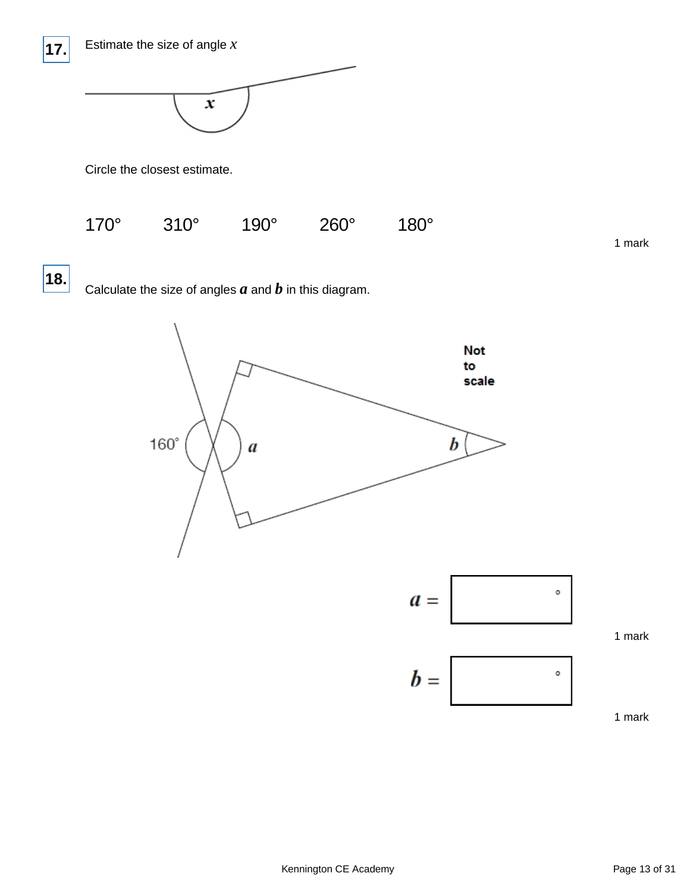**17.** Estimate the size of angle $x$

Circle the closest estimate.

170°    310°    190°    260°    180°

1 mark

**18.** Calculate the size of angles $a$ and $b$ in this diagram.

160°  $a$  $b$

Not to scale

$a =$ ______ °

1 mark

$b =$ ______ °

1 mark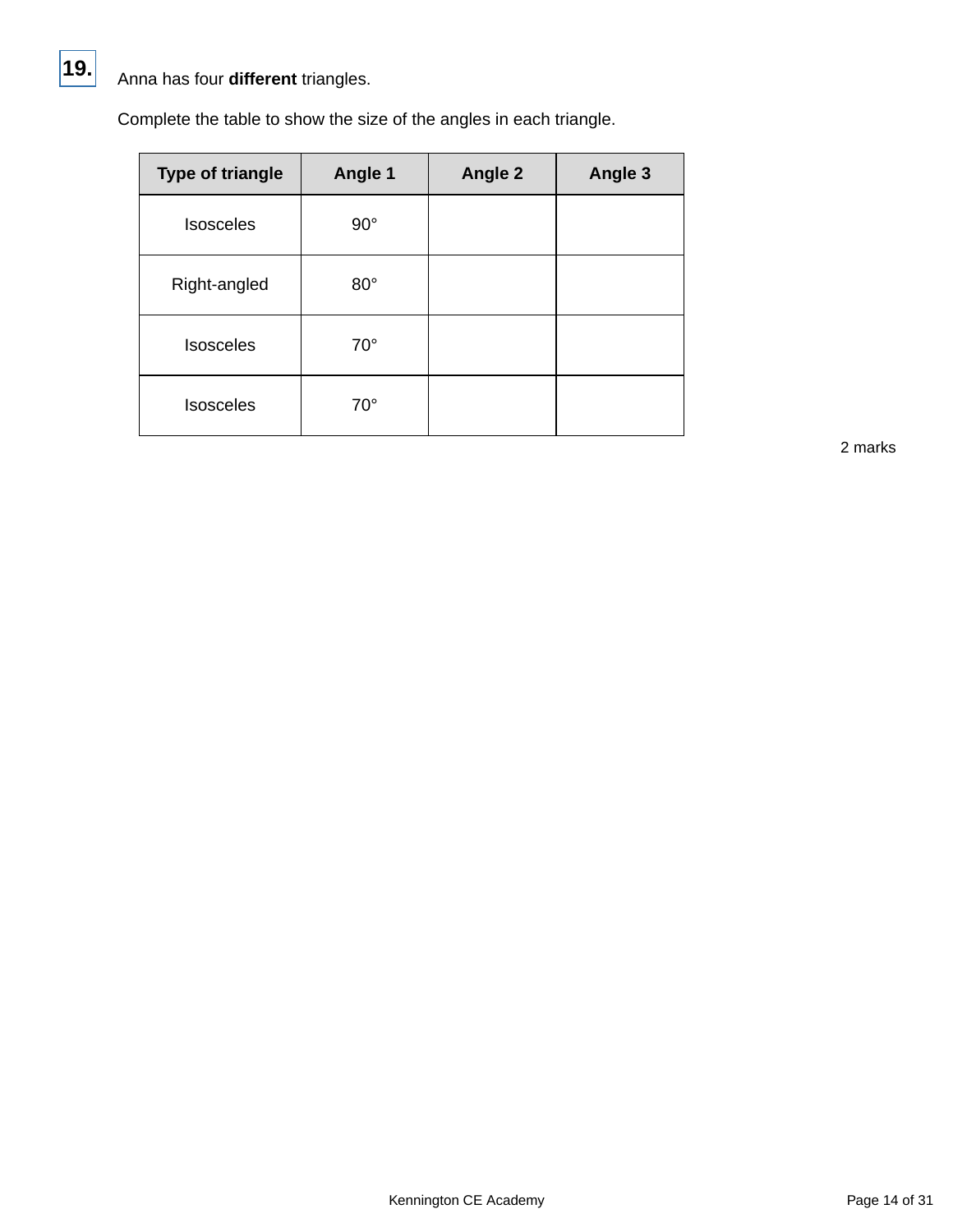**19.** Anna has four **different** triangles.

Complete the table to show the size of the angles in each triangle.

| Type of triangle | Angle 1 | Angle 2 | Angle 3 |
|---|---|---|---|
| Isosceles | 90° | | |
| Right-angled | 80° | | |
| Isosceles | 70° | | |
| Isosceles | 70° | | |

2 marks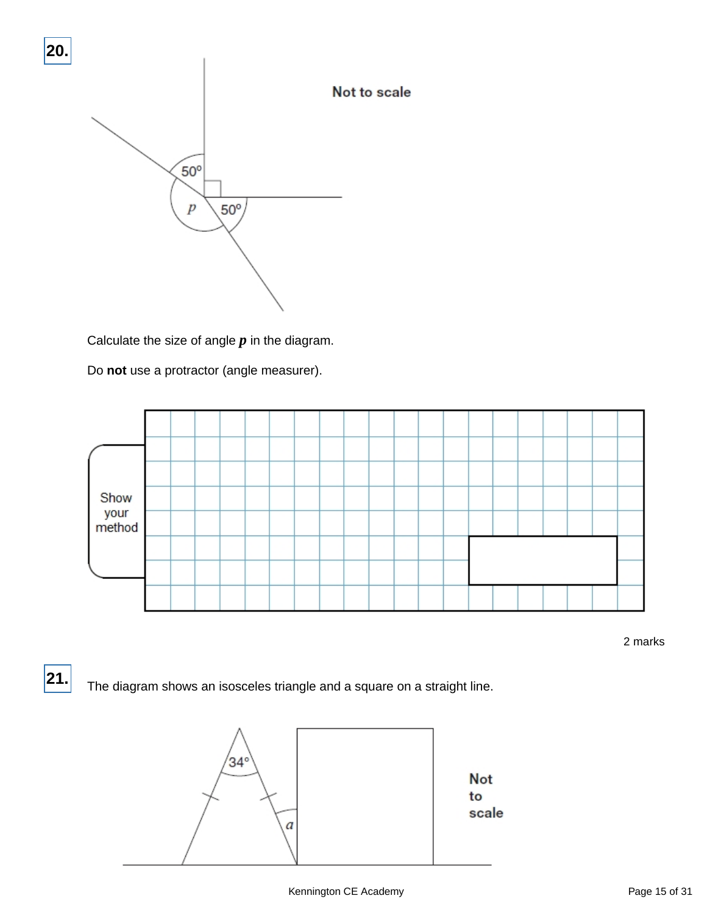**20.**

Not to scale

Calculate the size of angle $p$ in the diagram.

Do **not** use a protractor (angle measurer).

Show your method

2 marks

**21.**

The diagram shows an isosceles triangle and a square on a straight line.

Not to scale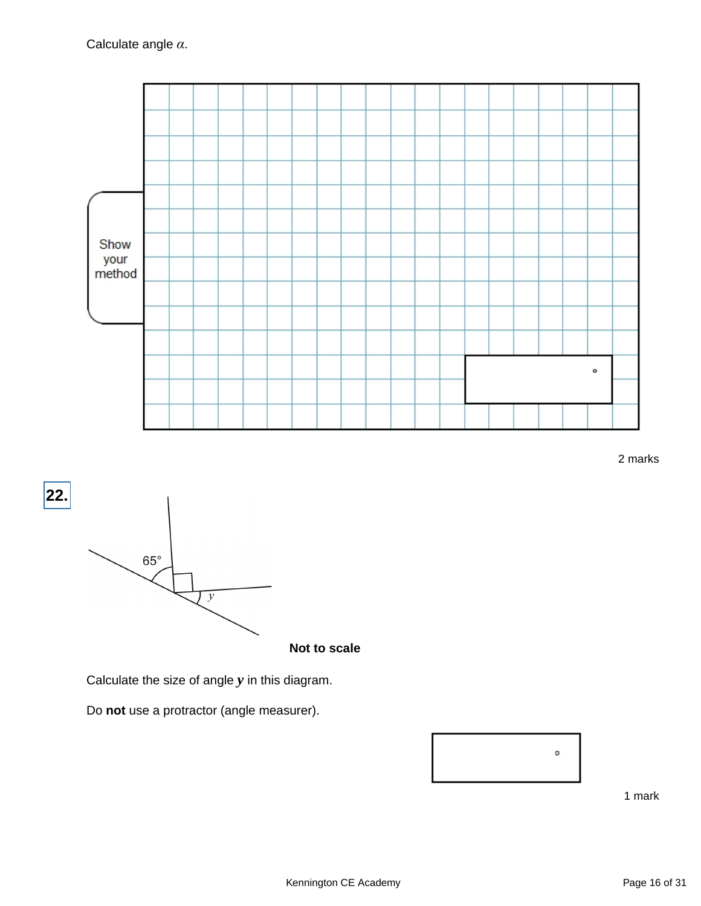Calculate angle $\alpha$.

Show your method

°

2 marks

**22.**

65°

$y$

**Not to scale**

Calculate the size of angle $y$ in this diagram.

Do **not** use a protractor (angle measurer).

°

1 mark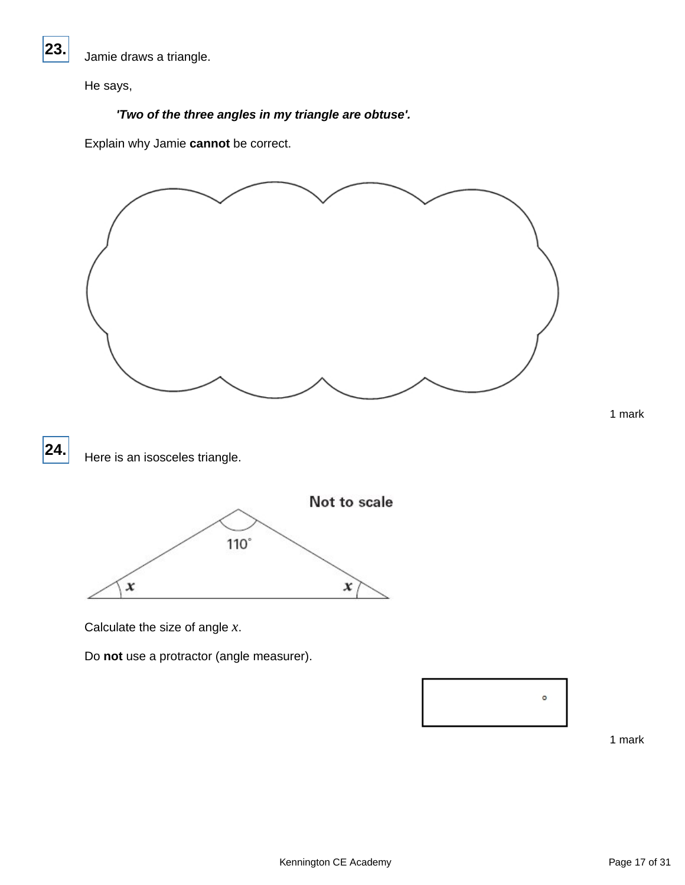**23.** Jamie draws a triangle.

He says,

***'Two of the three angles in my triangle are obtuse'.***

Explain why Jamie **cannot** be correct.

1 mark

**24.** Here is an isosceles triangle.

Not to scale

110°

$x$ $x$

Calculate the size of angle $x$.

Do **not** use a protractor (angle measurer).

°

1 mark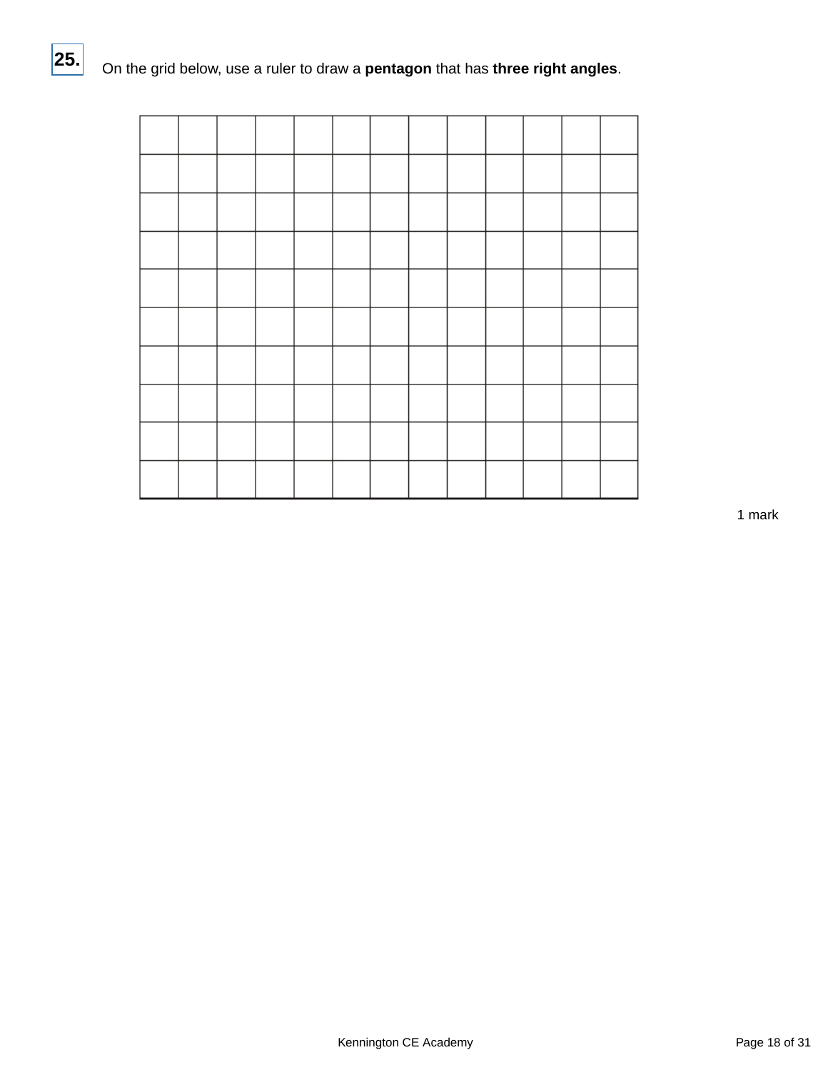**25.** On the grid below, use a ruler to draw a **pentagon** that has **three right angles**.

1 mark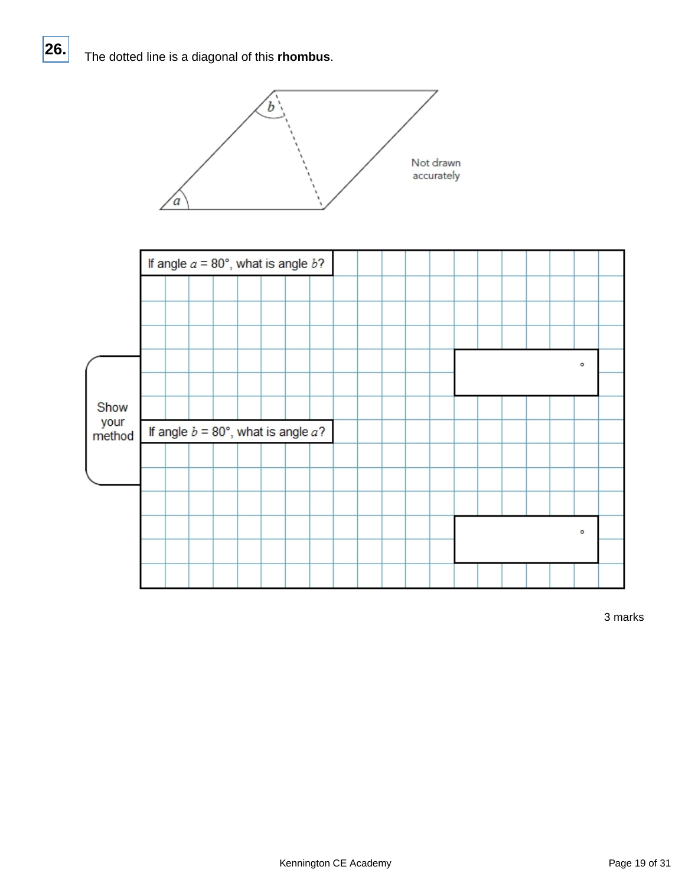**26.** The dotted line is a diagonal of this **rhombus**.

Not drawn accurately

If angle $a$ = 80°, what is angle $b$?

°

Show your method

If angle $b$ = 80°, what is angle $a$?

°

3 marks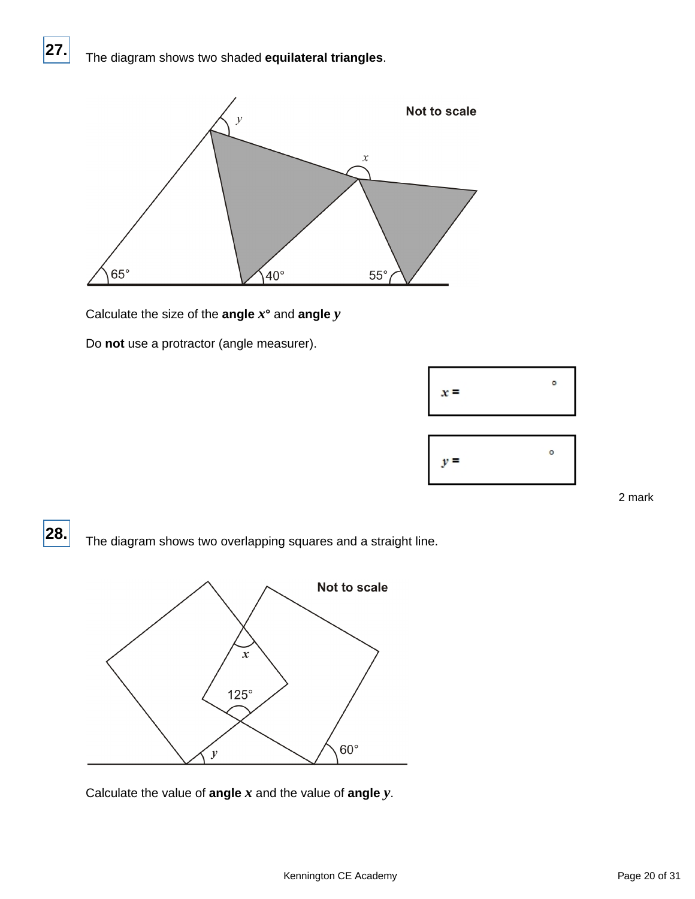**27.**

The diagram shows two shaded **equilateral triangles**.

**Not to scale**

Calculate the size of the **angle $x$°** and **angle $y$**

Do **not** use a protractor (angle measurer).

$x$ = °

$y$ = °

2 mark

**28.**

The diagram shows two overlapping squares and a straight line.

**Not to scale**

Calculate the value of **angle $x$** and the value of **angle $y$**.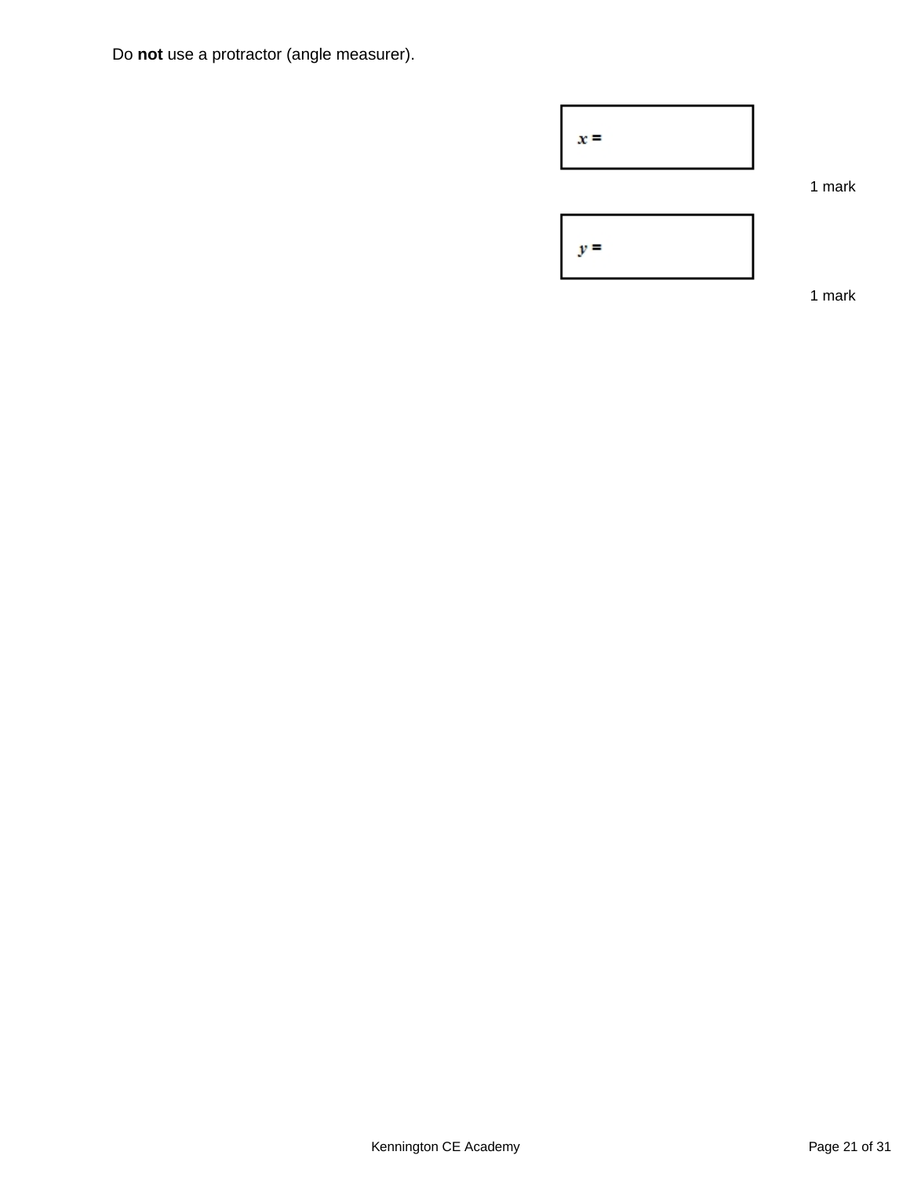Do **not** use a protractor (angle measurer).

$x =$

1 mark

$y =$

1 mark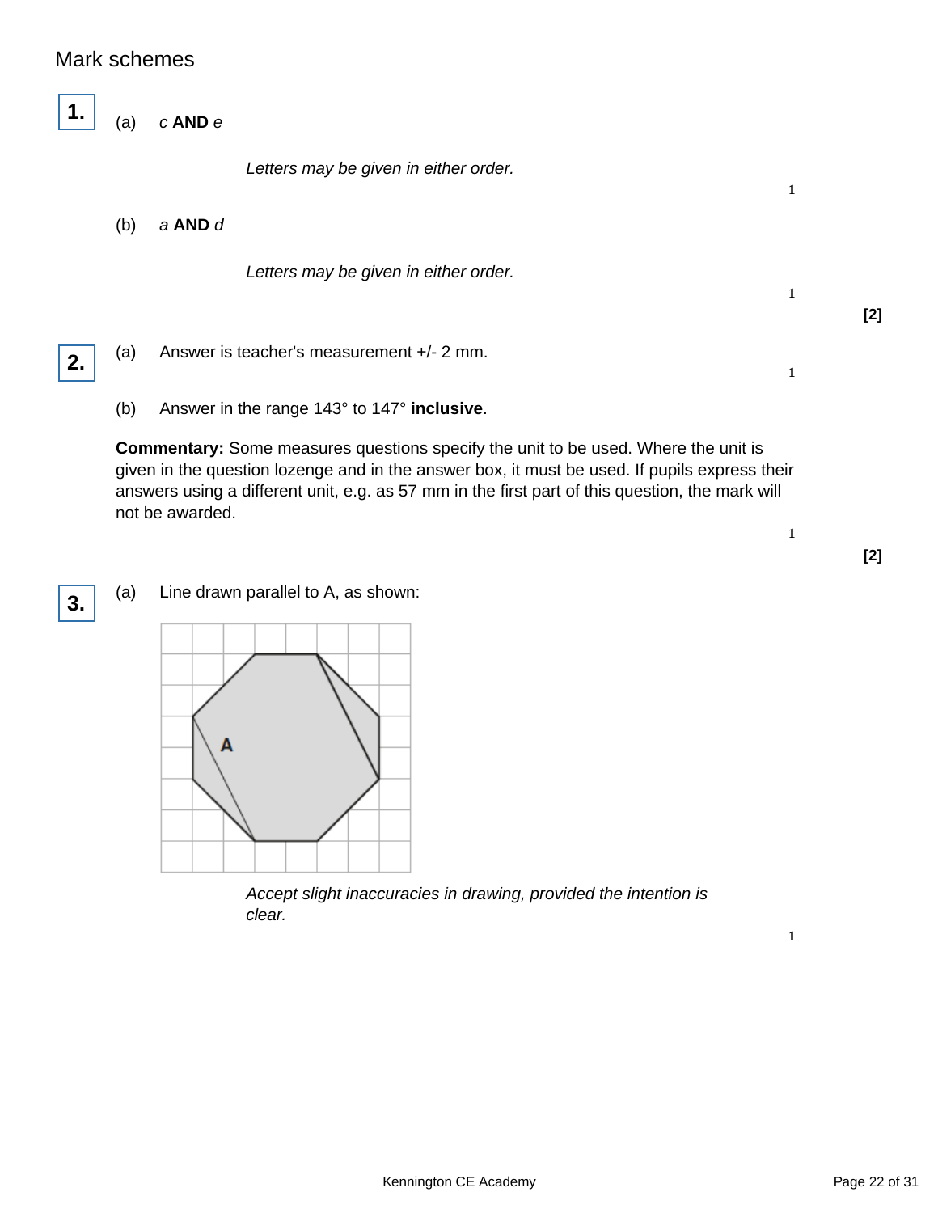Mark schemes

**1.**

(a) *c* **AND** *e*

*Letters may be given in either order.*

1

(b) *a* **AND** *d*

*Letters may be given in either order.*

1

**[2]**

**2.**

(a) Answer is teacher's measurement +/- 2 mm.

1

(b) Answer in the range 143° to 147° **inclusive**.

**Commentary:** Some measures questions specify the unit to be used. Where the unit is given in the question lozenge and in the answer box, it must be used. If pupils express their answers using a different unit, e.g. as 57 mm in the first part of this question, the mark will not be awarded.

1

**[2]**

**3.**

(a) Line drawn parallel to A, as shown:

*Accept slight inaccuracies in drawing, provided the intention is clear.*

1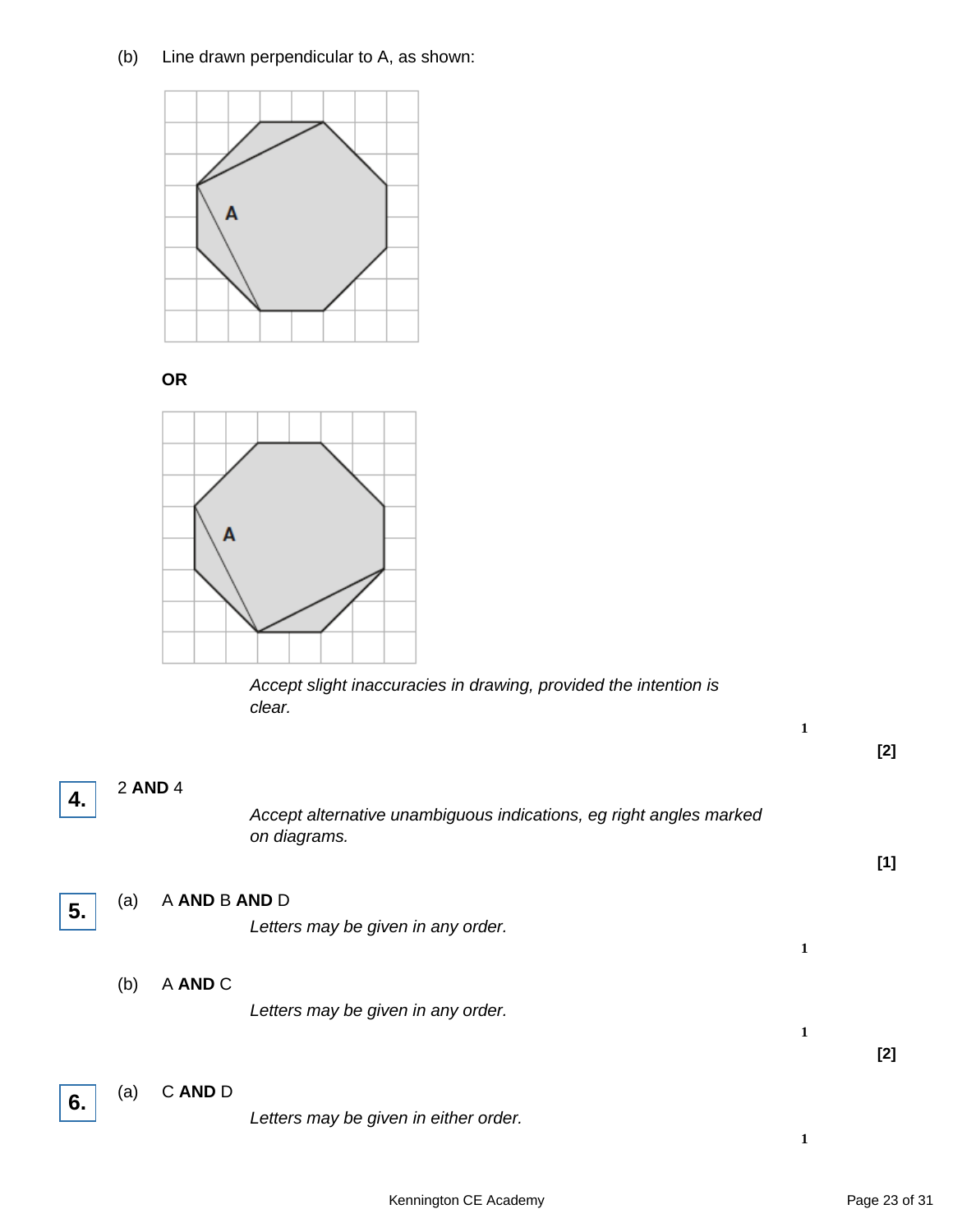(b) Line drawn perpendicular to A, as shown:

**OR**

*Accept slight inaccuracies in drawing, provided the intention is clear.*

1

**[2]**

**4.** 2 **AND** 4

*Accept alternative unambiguous indications, eg right angles marked on diagrams.*

**[1]**

**5.** (a) A **AND** B **AND** D

*Letters may be given in any order.*

1

(b) A **AND** C

*Letters may be given in any order.*

1

**[2]**

**6.** (a) C **AND** D

*Letters may be given in either order.*

1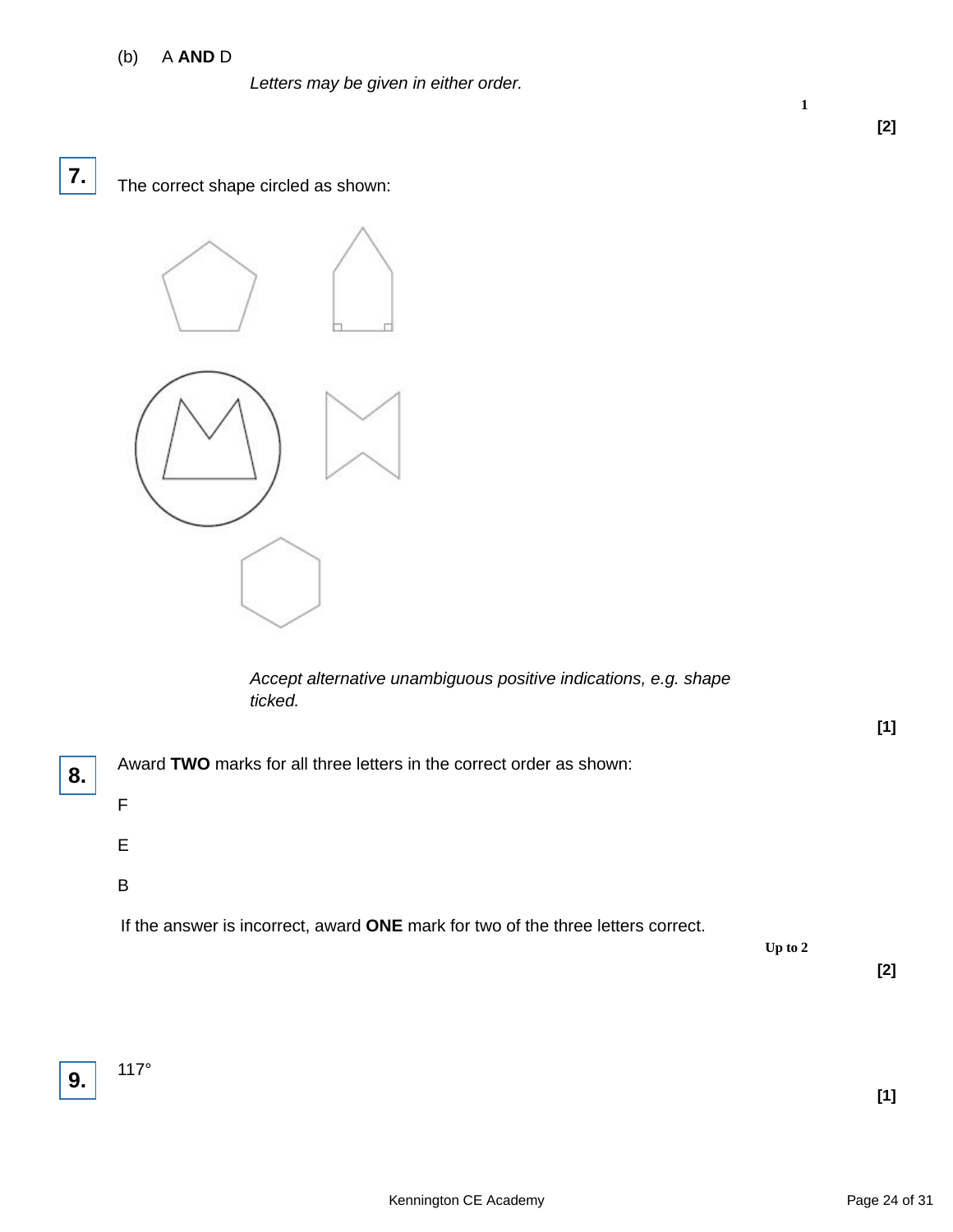(b) A **AND** D

*Letters may be given in either order.*

1

**[2]**

**7.** The correct shape circled as shown:

*Accept alternative unambiguous positive indications, e.g. shape ticked.*

**[1]**

**8.** Award **TWO** marks for all three letters in the correct order as shown:

F

E

B

If the answer is incorrect, award **ONE** mark for two of the three letters correct.

Up to 2

**[2]**

**9.** 117°

**[1]**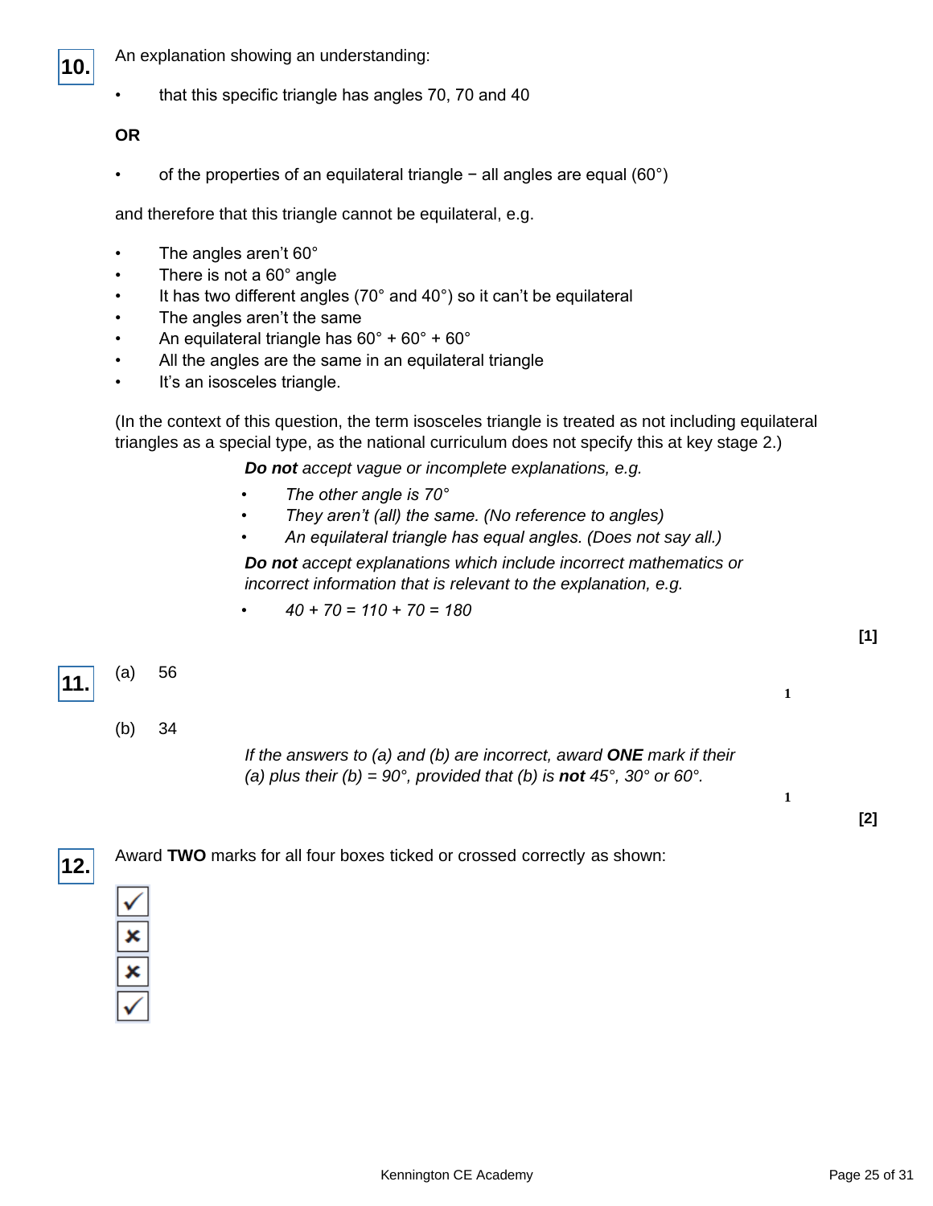**10.** An explanation showing an understanding:

- that this specific triangle has angles 70, 70 and 40

**OR**

- of the properties of an equilateral triangle − all angles are equal (60°)

and therefore that this triangle cannot be equilateral, e.g.

- The angles aren't 60°
- There is not a 60° angle
- It has two different angles (70° and 40°) so it can't be equilateral
- The angles aren't the same
- An equilateral triangle has 60° + 60° + 60°
- All the angles are the same in an equilateral triangle
- It's an isosceles triangle.

(In the context of this question, the term isosceles triangle is treated as not including equilateral triangles as a special type, as the national curriculum does not specify this at key stage 2.)

> ***Do not** accept vague or incomplete explanations, e.g.*
>
> - *The other angle is 70°*
> - *They aren't (all) the same. (No reference to angles)*
> - *An equilateral triangle has equal angles. (Does not say all.)*
>
> ***Do not** accept explanations which include incorrect mathematics or incorrect information that is relevant to the explanation, e.g.*
>
> - *40 + 70 = 110 + 70 = 180*

**[1]**

**11.** (a) 56 — 1

(b) 34

> *If the answers to (a) and (b) are incorrect, award **ONE** mark if their (a) plus their (b) = 90°, provided that (b) is **not** 45°, 30° or 60°.*

1

**[2]**

**12.** Award **TWO** marks for all four boxes ticked or crossed correctly as shown:

- ✓
- ✗
- ✗
- ✓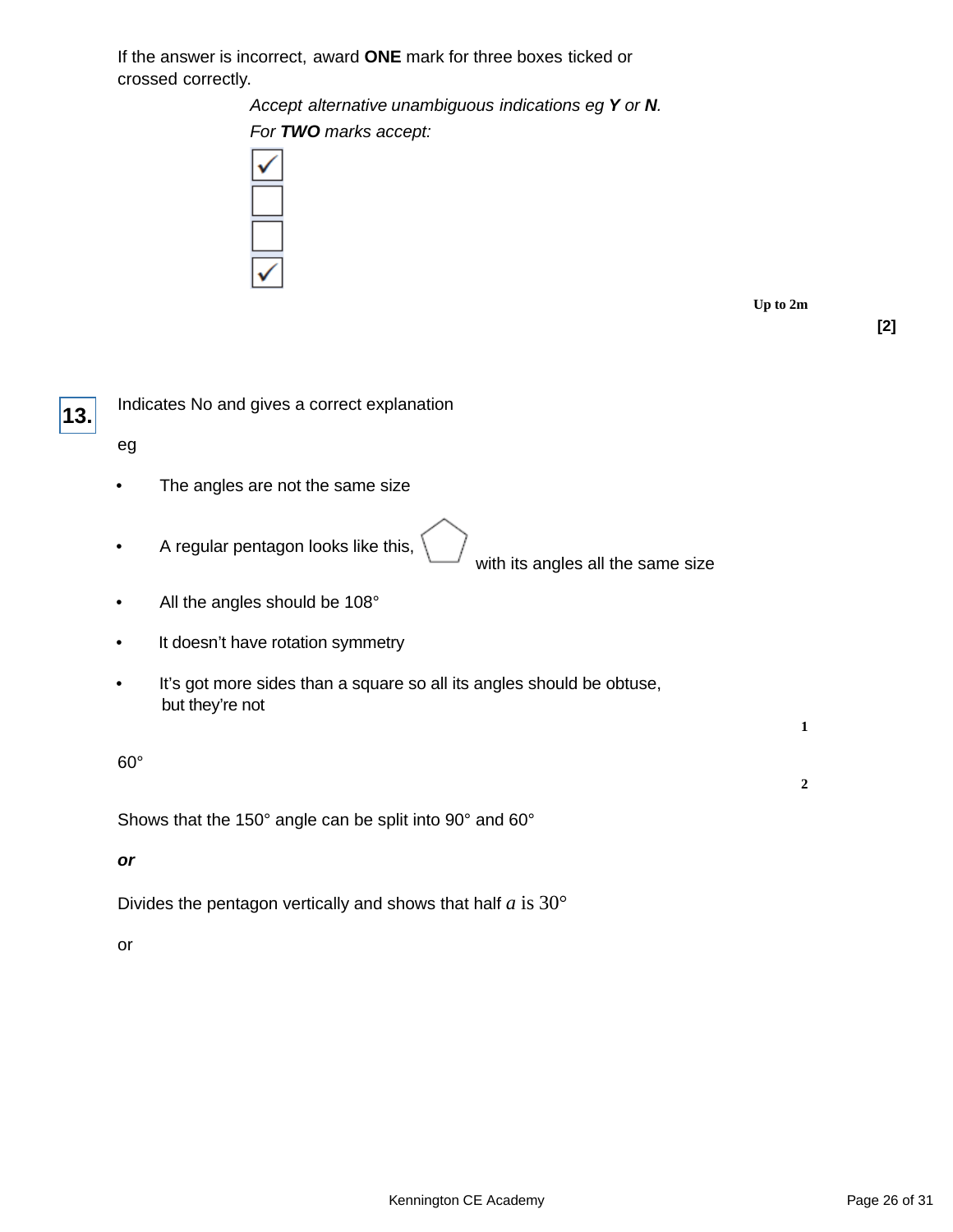If the answer is incorrect, award **ONE** mark for three boxes ticked or crossed correctly.

*Accept alternative unambiguous indications eg **Y** or **N**.*

*For **TWO** marks accept:*

- [x]
- [ ]
- [ ]
- [x]

Up to 2m

**[2]**

**13.** Indicates No and gives a correct explanation

eg

- The angles are not the same size
- A regular pentagon looks like this, ⬠ with its angles all the same size
- All the angles should be 108°
- It doesn't have rotation symmetry
- It's got more sides than a square so all its angles should be obtuse, but they're not

1

60°

2

Shows that the 150° angle can be split into 90° and 60°

***or***

Divides the pentagon vertically and shows that half $a$ is 30°

or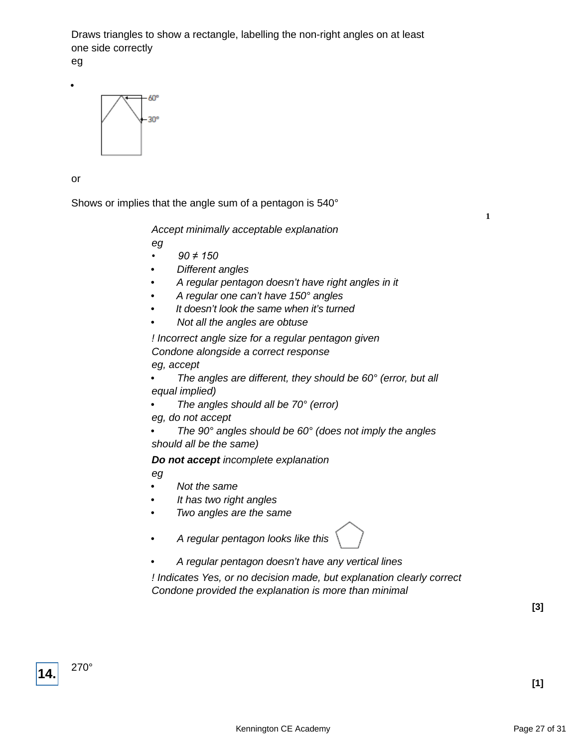Draws triangles to show a rectangle, labelling the non-right angles on at least one side correctly
eg

•

or

Shows or implies that the angle sum of a pentagon is 540°

1

*Accept minimally acceptable explanation*
*eg*

- *90 ≠ 150*
- *Different angles*
- *A regular pentagon doesn't have right angles in it*
- *A regular one can't have 150° angles*
- *It doesn't look the same when it's turned*
- *Not all the angles are obtuse*

*! Incorrect angle size for a regular pentagon given*
*Condone alongside a correct response*
*eg, accept*

- *The angles are different, they should be 60° (error, but all equal implied)*
- *The angles should all be 70° (error)*

*eg, do not accept*

- *The 90° angles should be 60° (does not imply the angles should all be the same)*

***Do not accept** incomplete explanation*
*eg*

- *Not the same*
- *It has two right angles*
- *Two angles are the same*
- *A regular pentagon looks like this*
- *A regular pentagon doesn't have any vertical lines*

*! Indicates Yes, or no decision made, but explanation clearly correct*
*Condone provided the explanation is more than minimal*

**[3]**

**14.** 270°

**[1]**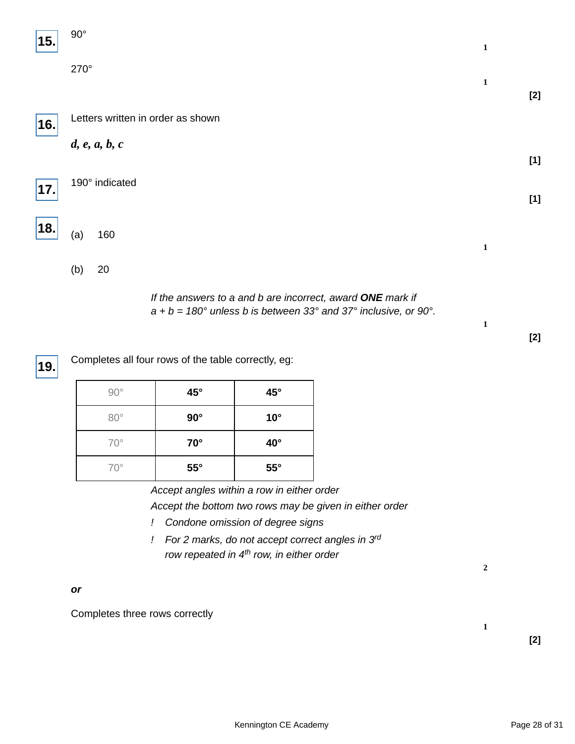**15.** 90° — 1

270° — 1

**[2]**

**16.** Letters written in order as shown

***d, e, a, b, c***

**[1]**

**17.** 190° indicated

**[1]**

**18.** (a) 160 — 1

(b) 20

*If the answers to a and b are incorrect, award **ONE** mark if $a + b = 180°$ unless b is between 33° and 37° inclusive, or 90°.*

1

**[2]**

**19.** Completes all four rows of the table correctly, eg:

| | | |
|---|---|---|
| 90° | **45°** | **45°** |
| 80° | **90°** | **10°** |
| 70° | **70°** | **40°** |
| 70° | **55°** | **55°** |

*Accept angles within a row in either order*

*Accept the bottom two rows may be given in either order*

*! Condone omission of degree signs*

*! For 2 marks, do not accept correct angles in 3rd row repeated in 4th row, in either order*

2

***or***

Completes three rows correctly

1

**[2]**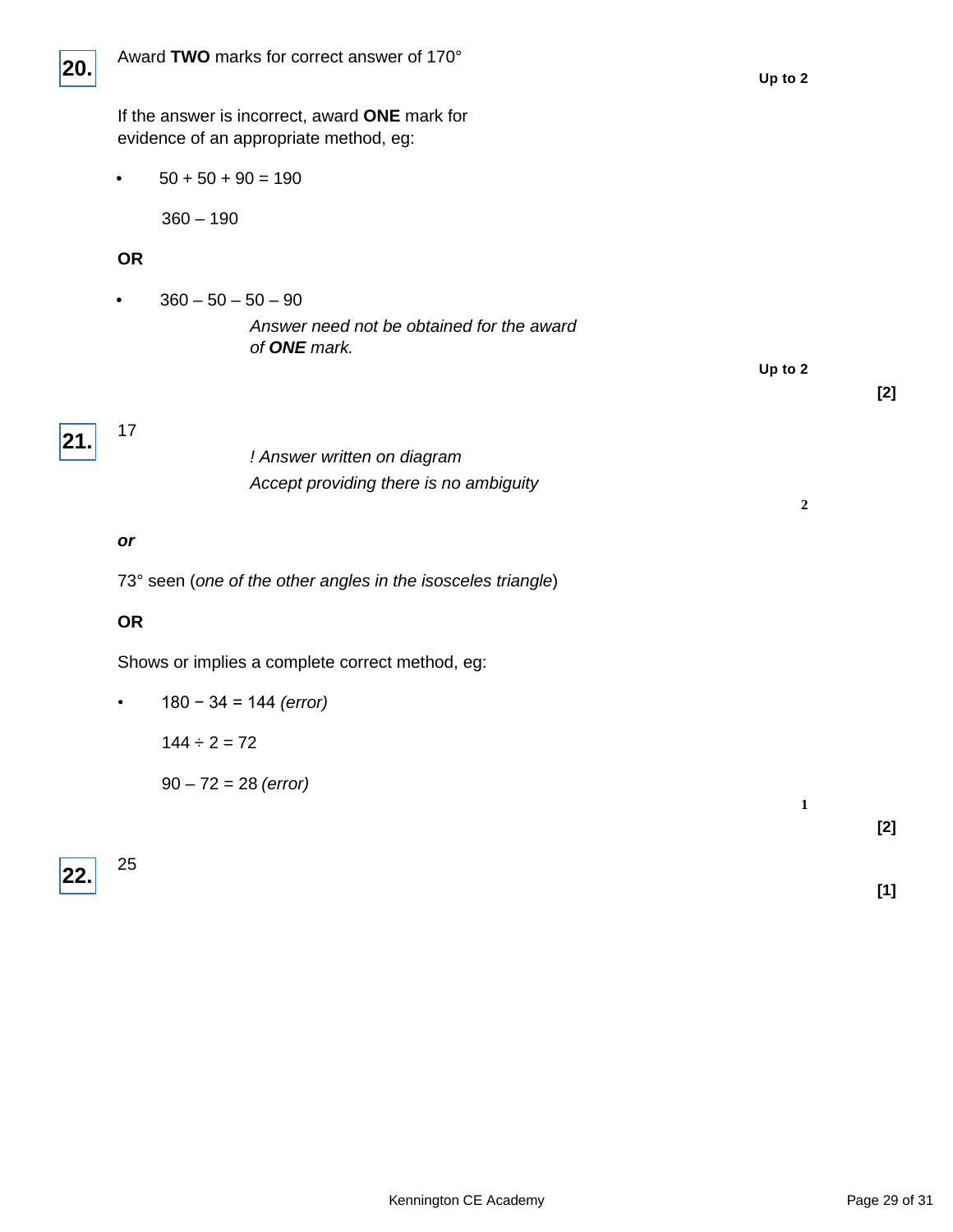**20.** Award **TWO** marks for correct answer of 170°

Up to 2

If the answer is incorrect, award **ONE** mark for evidence of an appropriate method, eg:

- 50 + 50 + 90 = 190

  360 – 190

**OR**

- 360 – 50 – 50 – 90

  *Answer need not be obtained for the award of* ***ONE*** *mark.*

Up to 2

**[2]**

**21.** 17

*! Answer written on diagram*
*Accept providing there is no ambiguity*

2

***or***

73° seen (*one of the other angles in the isosceles triangle*)

**OR**

Shows or implies a complete correct method, eg:

- 180 − 34 = 144 *(error)*

  144 ÷ 2 = 72

  90 – 72 = 28 *(error)*

1

**[2]**

**22.** 25

**[1]**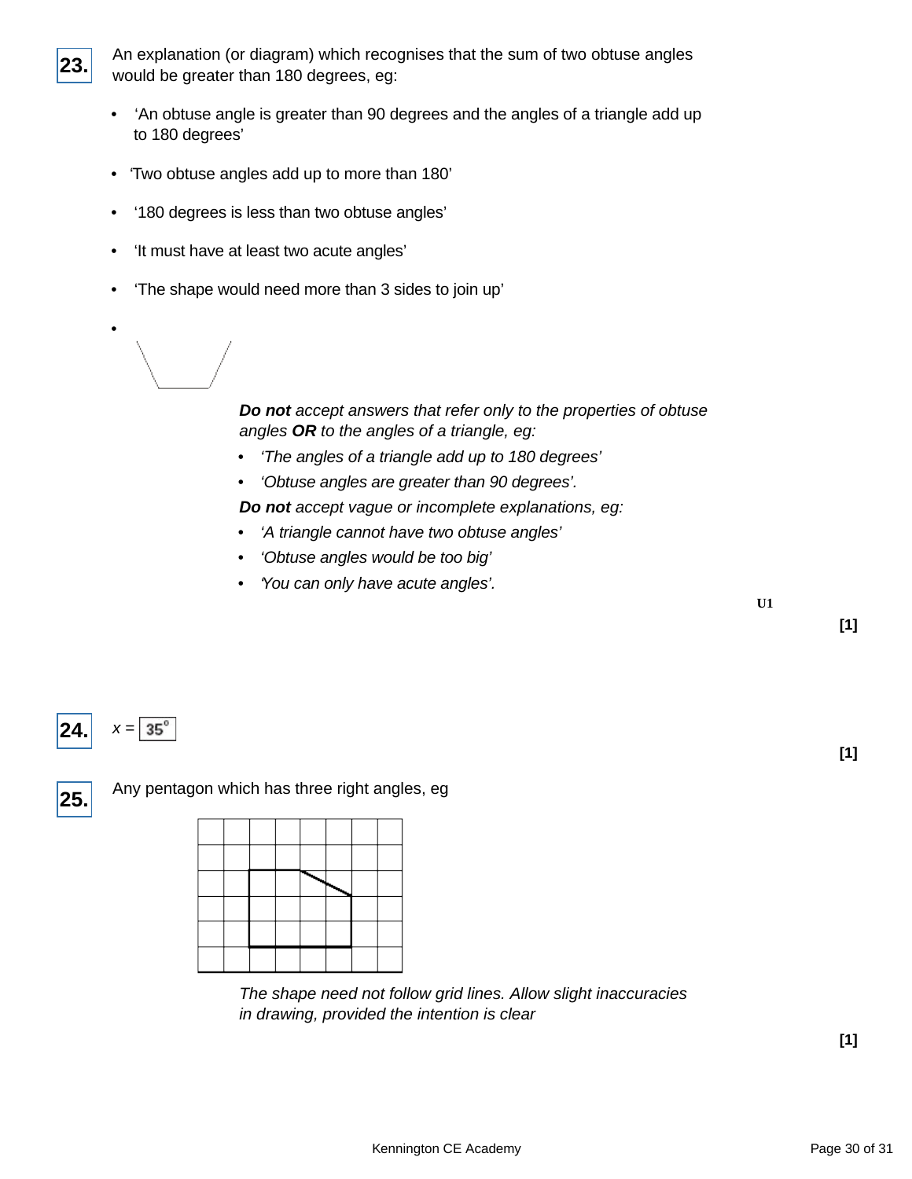**23.** An explanation (or diagram) which recognises that the sum of two obtuse angles would be greater than 180 degrees, eg:

- ‘An obtuse angle is greater than 90 degrees and the angles of a triangle add up to 180 degrees’
- ‘Two obtuse angles add up to more than 180’
- ‘180 degrees is less than two obtuse angles’
- ‘It must have at least two acute angles’
- ‘The shape would need more than 3 sides to join up’
- 

*__Do not__ accept answers that refer only to the properties of obtuse angles __OR__ to the angles of a triangle, eg:*

- *‘The angles of a triangle add up to 180 degrees’*
- *‘Obtuse angles are greater than 90 degrees’.*

*__Do not__ accept vague or incomplete explanations, eg:*

- *‘A triangle cannot have two obtuse angles’*
- *‘Obtuse angles would be too big’*
- *‘You can only have acute angles’.*

U1

**[1]**

**24.** $x$ = 35°

**[1]**

**25.** Any pentagon which has three right angles, eg

*The shape need not follow grid lines. Allow slight inaccuracies in drawing, provided the intention is clear*

**[1]**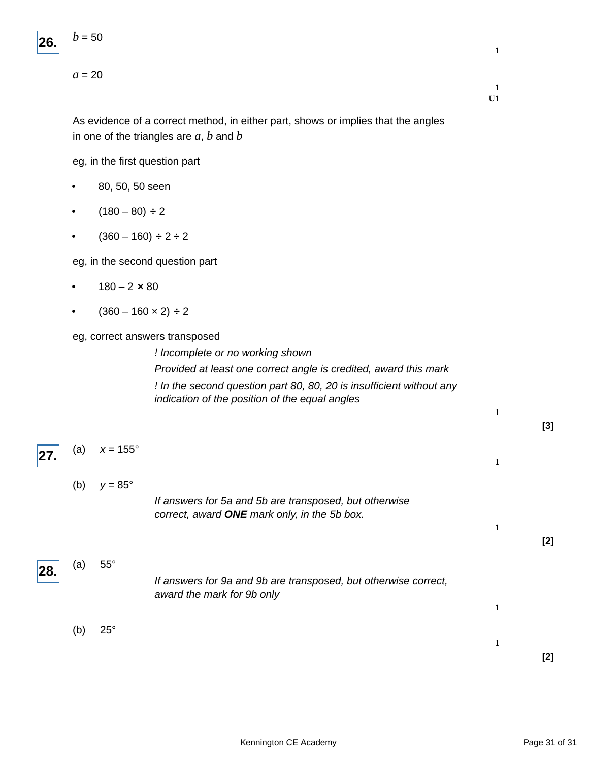**26.** $b = 50$

1

$a = 20$

1

U1

As evidence of a correct method, in either part, shows or implies that the angles in one of the triangles are $a$, $b$ and $b$

eg, in the first question part

- 80, 50, 50 seen
- (180 – 80) ÷ 2
- (360 – 160) ÷ 2 ÷ 2

eg, in the second question part

- 180 – 2 × 80
- (360 – 160 × 2) ÷ 2

eg, correct answers transposed

*! Incomplete or no working shown*
*Provided at least one correct angle is credited, award this mark*
*! In the second question part 80, 80, 20 is insufficient without any indication of the position of the equal angles*

1

**[3]**

**27.** (a) $x = 155°$

1

(b) $y = 85°$

*If answers for 5a and 5b are transposed, but otherwise correct, award **ONE** mark only, in the 5b box.*

1

**[2]**

**28.** (a) 55°

*If answers for 9a and 9b are transposed, but otherwise correct, award the mark for 9b only*

1

(b) 25°

1

**[2]**